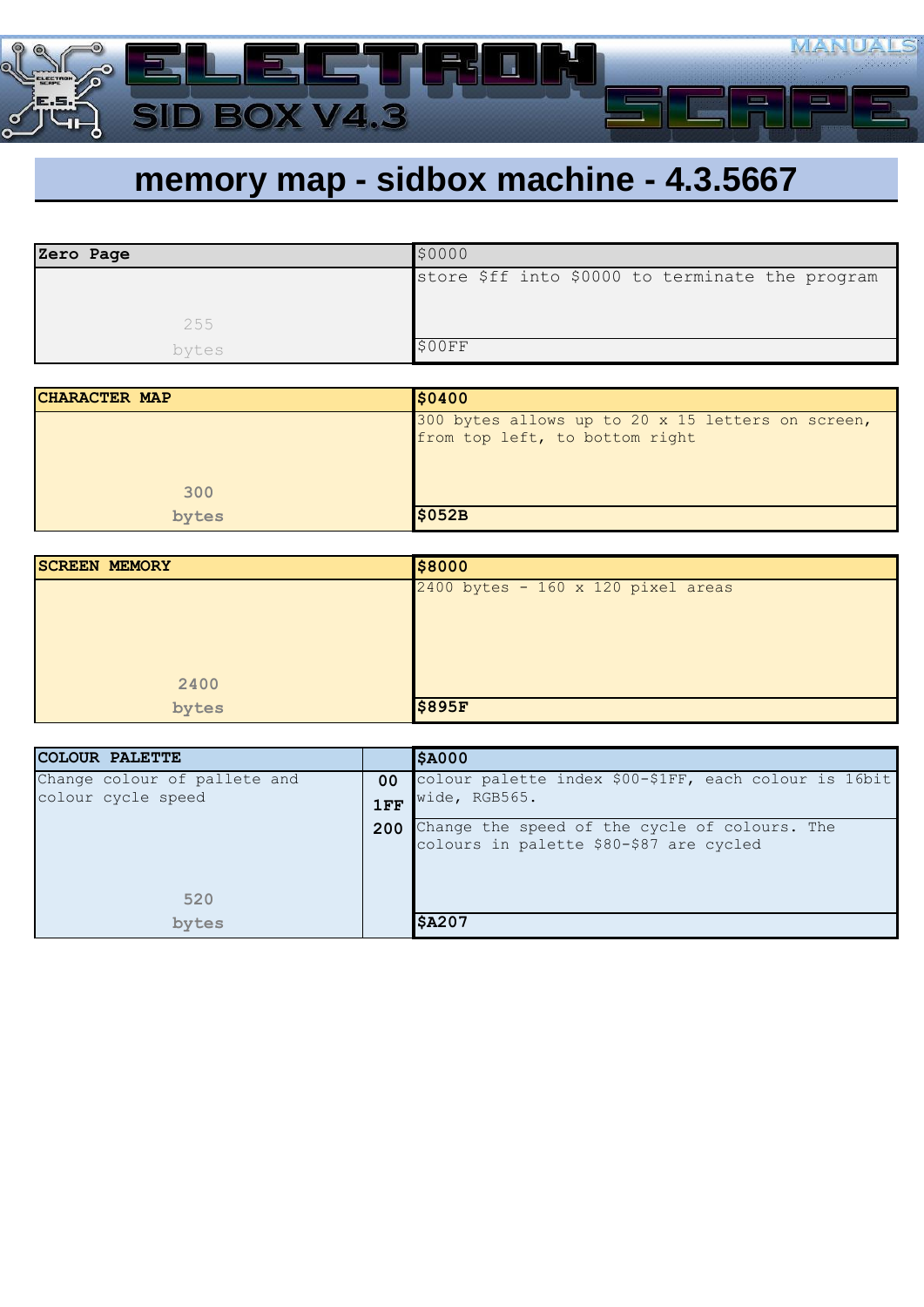# memory map - sidbox machine - 4.3.5667

| Zero Page | $0000 |
|---|---|
| 255 bytes | store $ff into $0000 to terminate the program |
| | $00FF |

| CHARACTER MAP | $0400 |
|---|---|
| 300 bytes | 300 bytes allows up to 20 x 15 letters on screen, from top left, to bottom right |
| | $052B |

| SCREEN MEMORY | $8000 |
|---|---|
| 2400 bytes | 2400 bytes - 160 x 120 pixel areas |
| | $895F |

| COLOUR PALETTE | | $A000 |
|---|---|---|
| Change colour of pallete and colour cycle speed | 00 | colour palette index $00-$1FF, each colour is 16bit wide, RGB565. |
| | 1FF | |
| | 200 | Change the speed of the cycle of colours. The colours in palette $80-$87 are cycled |
| 520 bytes | | $A207 |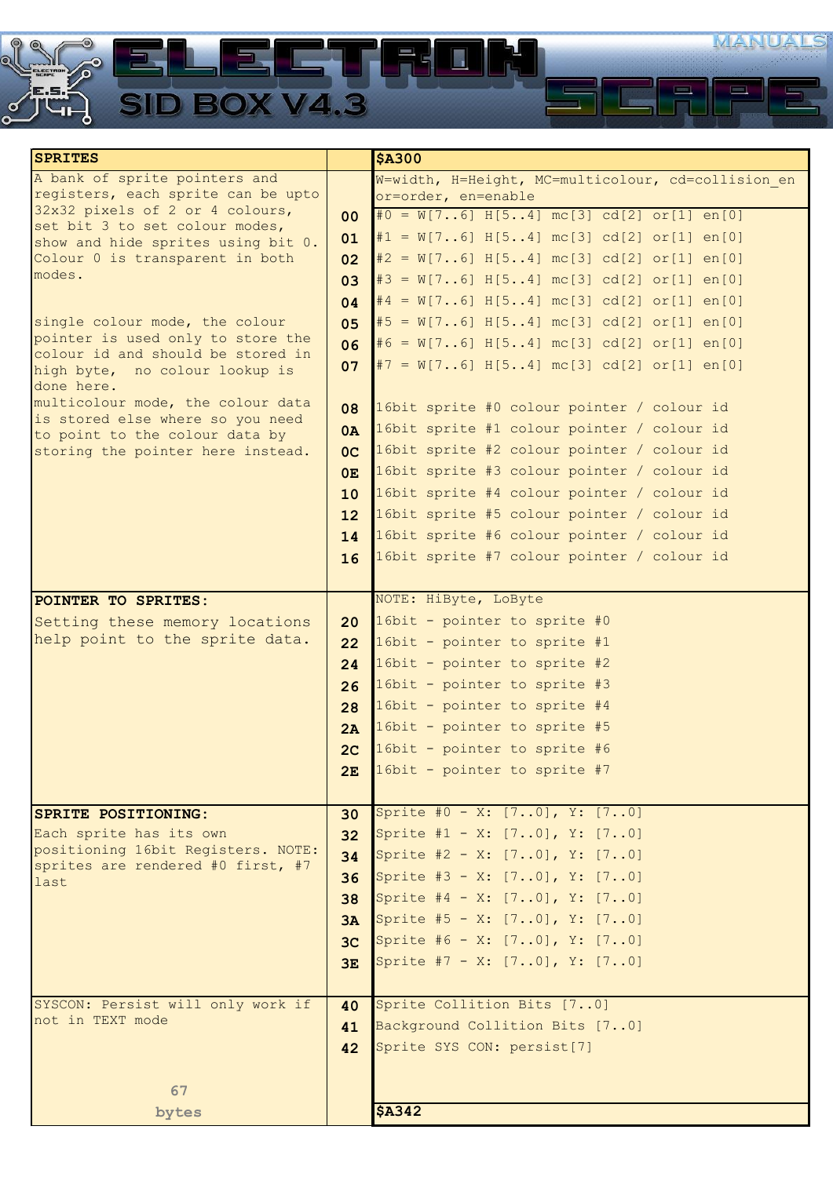| SPRITES | | $A300 |
|---|---|---|
| A bank of sprite pointers and registers, each sprite can be upto 32x32 pixels of 2 or 4 colours, set bit 3 to set colour modes, show and hide sprites using bit 0. Colour 0 is transparent in both modes. | | W=width, H=Height, MC=multicolour, cd=collision_en or=order, en=enable |
| | 00 | #0 = W[7..6] H[5..4] mc[3] cd[2] or[1] en[0] |
| | 01 | #1 = W[7..6] H[5..4] mc[3] cd[2] or[1] en[0] |
| | 02 | #2 = W[7..6] H[5..4] mc[3] cd[2] or[1] en[0] |
| | 03 | #3 = W[7..6] H[5..4] mc[3] cd[2] or[1] en[0] |
| | 04 | #4 = W[7..6] H[5..4] mc[3] cd[2] or[1] en[0] |
| single colour mode, the colour pointer is used only to store the colour id and should be stored in high byte, no colour lookup is done here. | 05 | #5 = W[7..6] H[5..4] mc[3] cd[2] or[1] en[0] |
| | 06 | #6 = W[7..6] H[5..4] mc[3] cd[2] or[1] en[0] |
| | 07 | #7 = W[7..6] H[5..4] mc[3] cd[2] or[1] en[0] |
| multicolour mode, the colour data is stored else where so you need to point to the colour data by storing the pointer here instead. | 08 | 16bit sprite #0 colour pointer / colour id |
| | 0A | 16bit sprite #1 colour pointer / colour id |
| | 0C | 16bit sprite #2 colour pointer / colour id |
| | 0E | 16bit sprite #3 colour pointer / colour id |
| | 10 | 16bit sprite #4 colour pointer / colour id |
| | 12 | 16bit sprite #5 colour pointer / colour id |
| | 14 | 16bit sprite #6 colour pointer / colour id |
| | 16 | 16bit sprite #7 colour pointer / colour id |
| **POINTER TO SPRITES:** | | NOTE: HiByte, LoByte |
| Setting these memory locations help point to the sprite data. | 20 | 16bit - pointer to sprite #0 |
| | 22 | 16bit - pointer to sprite #1 |
| | 24 | 16bit - pointer to sprite #2 |
| | 26 | 16bit - pointer to sprite #3 |
| | 28 | 16bit - pointer to sprite #4 |
| | 2A | 16bit - pointer to sprite #5 |
| | 2C | 16bit - pointer to sprite #6 |
| | 2E | 16bit - pointer to sprite #7 |
| **SPRITE POSITIONING:** | 30 | Sprite #0 - X: [7..0], Y: [7..0] |
| Each sprite has its own positioning 16bit Registers. NOTE: sprites are rendered #0 first, #7 last | 32 | Sprite #1 - X: [7..0], Y: [7..0] |
| | 34 | Sprite #2 - X: [7..0], Y: [7..0] |
| | 36 | Sprite #3 - X: [7..0], Y: [7..0] |
| | 38 | Sprite #4 - X: [7..0], Y: [7..0] |
| | 3A | Sprite #5 - X: [7..0], Y: [7..0] |
| | 3C | Sprite #6 - X: [7..0], Y: [7..0] |
| | 3E | Sprite #7 - X: [7..0], Y: [7..0] |
| SYSCON: Persist will only work if not in TEXT mode | 40 | Sprite Collition Bits [7..0] |
| | 41 | Background Collition Bits [7..0] |
| | 42 | Sprite SYS CON: persist[7] |
| 67 bytes | | $A342 |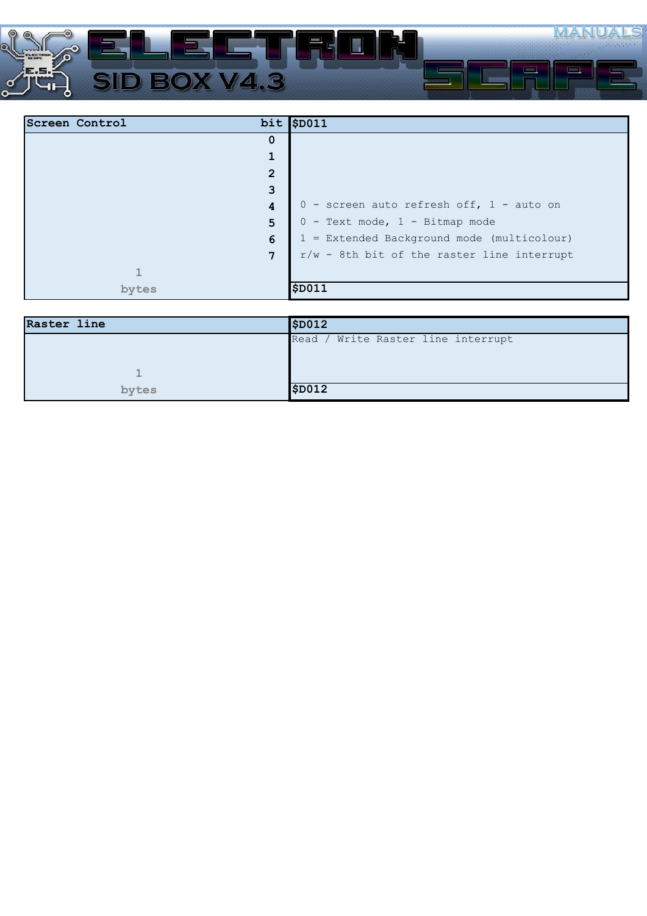| Screen Control | bit | $D011 |
| --- | --- | --- |
| | 0 | |
| | 1 | |
| | 2 | |
| | 3 | |
| | 4 | 0 - screen auto refresh off, 1 - auto on |
| | 5 | 0 - Text mode, 1 - Bitmap mode |
| | 6 | 1 = Extended Background mode (multicolour) |
| | 7 | r/w - 8th bit of the raster line interrupt |
| 1 bytes | | $D011 |

| Raster line | $D012 |
| --- | --- |
| | Read / Write Raster line interrupt |
| 1 bytes | $D012 |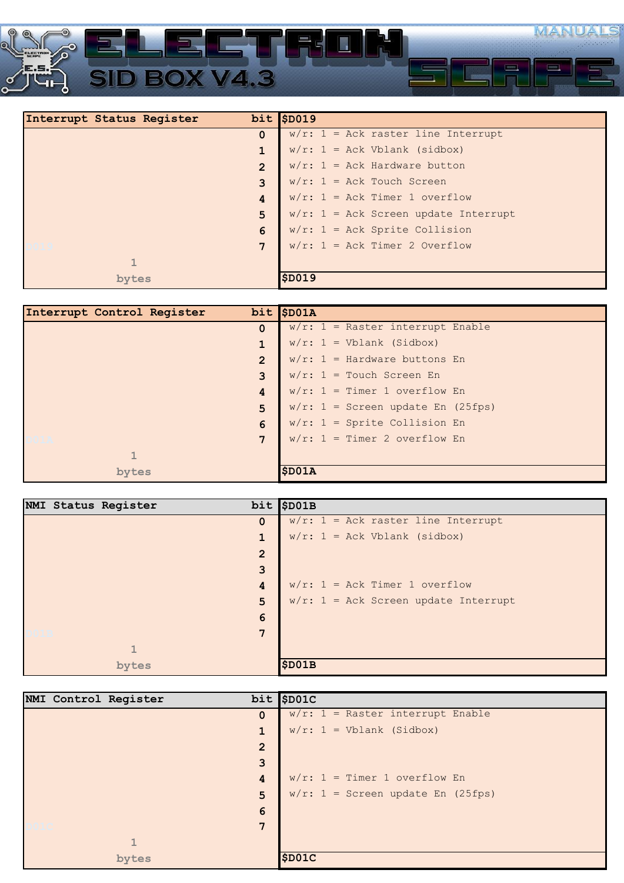| Interrupt Status Register | bit | $D019 |
|---|---|---|
| | 0 | w/r: 1 = Ack raster line Interrupt |
| | 1 | w/r: 1 = Ack Vblank (sidbox) |
| | 2 | w/r: 1 = Ack Hardware button |
| | 3 | w/r: 1 = Ack Touch Screen |
| | 4 | w/r: 1 = Ack Timer 1 overflow |
| | 5 | w/r: 1 = Ack Screen update Interrupt |
| | 6 | w/r: 1 = Ack Sprite Collision |
| | 7 | w/r: 1 = Ack Timer 2 Overflow |
| 1 bytes | | $D019 |

| Interrupt Control Register | bit | $D01A |
|---|---|---|
| | 0 | w/r: 1 = Raster interrupt Enable |
| | 1 | w/r: 1 = Vblank (Sidbox) |
| | 2 | w/r: 1 = Hardware buttons En |
| | 3 | w/r: 1 = Touch Screen En |
| | 4 | w/r: 1 = Timer 1 overflow En |
| | 5 | w/r: 1 = Screen update En (25fps) |
| | 6 | w/r: 1 = Sprite Collision En |
| | 7 | w/r: 1 = Timer 2 overflow En |
| 1 bytes | | $D01A |

| NMI Status Register | bit | $D01B |
|---|---|---|
| | 0 | w/r: 1 = Ack raster line Interrupt |
| | 1 | w/r: 1 = Ack Vblank (sidbox) |
| | 2 | |
| | 3 | |
| | 4 | w/r: 1 = Ack Timer 1 overflow |
| | 5 | w/r: 1 = Ack Screen update Interrupt |
| | 6 | |
| | 7 | |
| 1 bytes | | $D01B |

| NMI Control Register | bit | $D01C |
|---|---|---|
| | 0 | w/r: 1 = Raster interrupt Enable |
| | 1 | w/r: 1 = Vblank (Sidbox) |
| | 2 | |
| | 3 | |
| | 4 | w/r: 1 = Timer 1 overflow En |
| | 5 | w/r: 1 = Screen update En (25fps) |
| | 6 | |
| | 7 | |
| 1 bytes | | $D01C |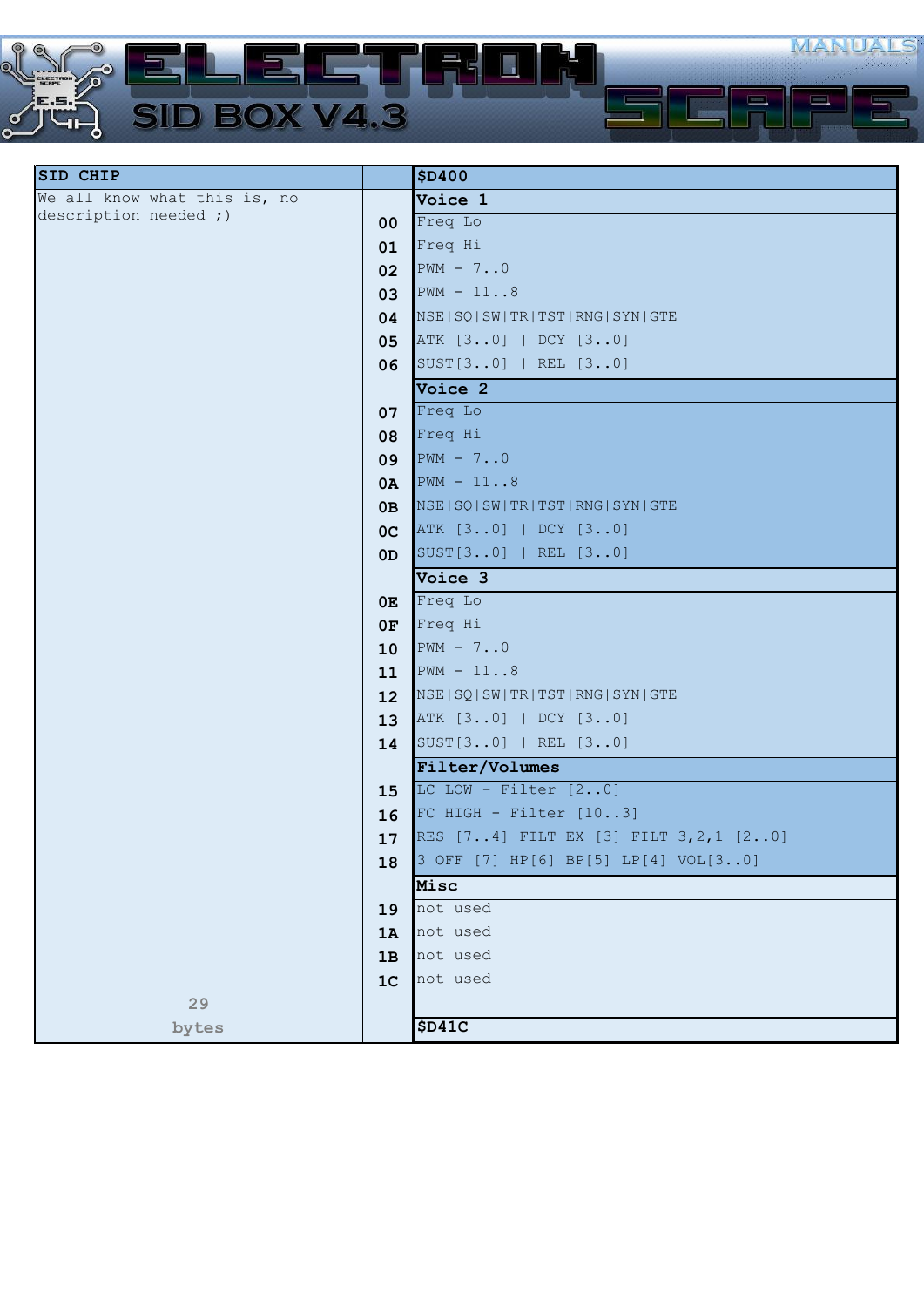| SID CHIP | | $D400 |
|---|---|---|
| We all know what this is, no description needed ;) | | **Voice 1** |
| | 00 | Freq Lo |
| | 01 | Freq Hi |
| | 02 | PWM - 7..0 |
| | 03 | PWM - 11..8 |
| | 04 | NSE\|SQ\|SW\|TR\|TST\|RNG\|SYN\|GTE |
| | 05 | ATK [3..0] \| DCY [3..0] |
| | 06 | SUST[3..0] \| REL [3..0] |
| | | **Voice 2** |
| | 07 | Freq Lo |
| | 08 | Freq Hi |
| | 09 | PWM - 7..0 |
| | 0A | PWM - 11..8 |
| | 0B | NSE\|SQ\|SW\|TR\|TST\|RNG\|SYN\|GTE |
| | 0C | ATK [3..0] \| DCY [3..0] |
| | 0D | SUST[3..0] \| REL [3..0] |
| | | **Voice 3** |
| | 0E | Freq Lo |
| | 0F | Freq Hi |
| | 10 | PWM - 7..0 |
| | 11 | PWM - 11..8 |
| | 12 | NSE\|SQ\|SW\|TR\|TST\|RNG\|SYN\|GTE |
| | 13 | ATK [3..0] \| DCY [3..0] |
| | 14 | SUST[3..0] \| REL [3..0] |
| | | **Filter/Volumes** |
| | 15 | LC LOW - Filter [2..0] |
| | 16 | FC HIGH - Filter [10..3] |
| | 17 | RES [7..4] FILT EX [3] FILT 3,2,1 [2..0] |
| | 18 | 3 OFF [7] HP[6] BP[5] LP[4] VOL[3..0] |
| | | **Misc** |
| | 19 | not used |
| | 1A | not used |
| | 1B | not used |
| | 1C | not used |
| 29 bytes | | $D41C |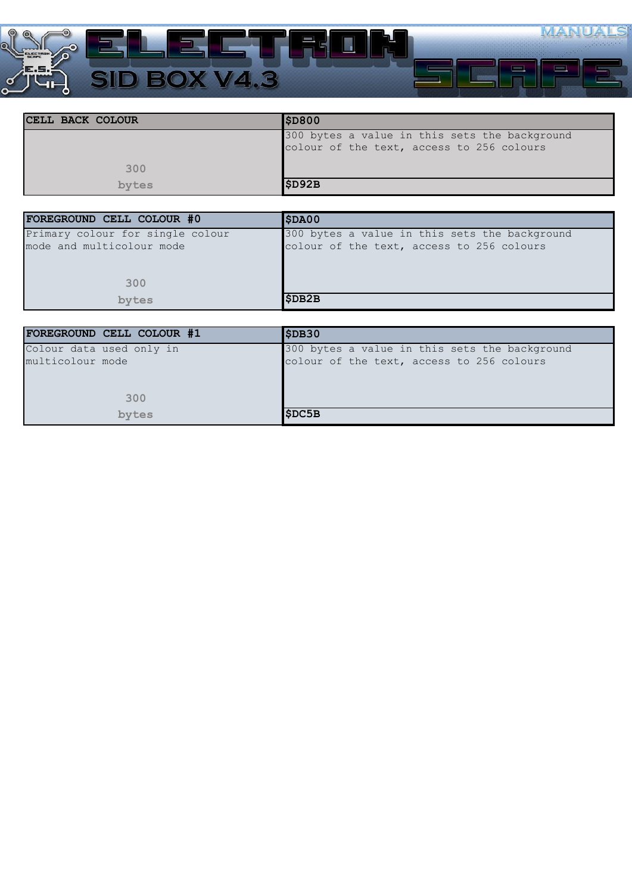| CELL BACK COLOUR | $D800 |
|---|---|
| 300 bytes | 300 bytes a value in this sets the background colour of the text, access to 256 colours |
| | $D92B |

| FOREGROUND CELL COLOUR #0 | $DA00 |
|---|---|
| Primary colour for single colour mode and multicolour mode<br>300 bytes | 300 bytes a value in this sets the background colour of the text, access to 256 colours |
| | $DB2B |

| FOREGROUND CELL COLOUR #1 | $DB30 |
|---|---|
| Colour data used only in multicolour mode<br>300 bytes | 300 bytes a value in this sets the background colour of the text, access to 256 colours |
| | $DC5B |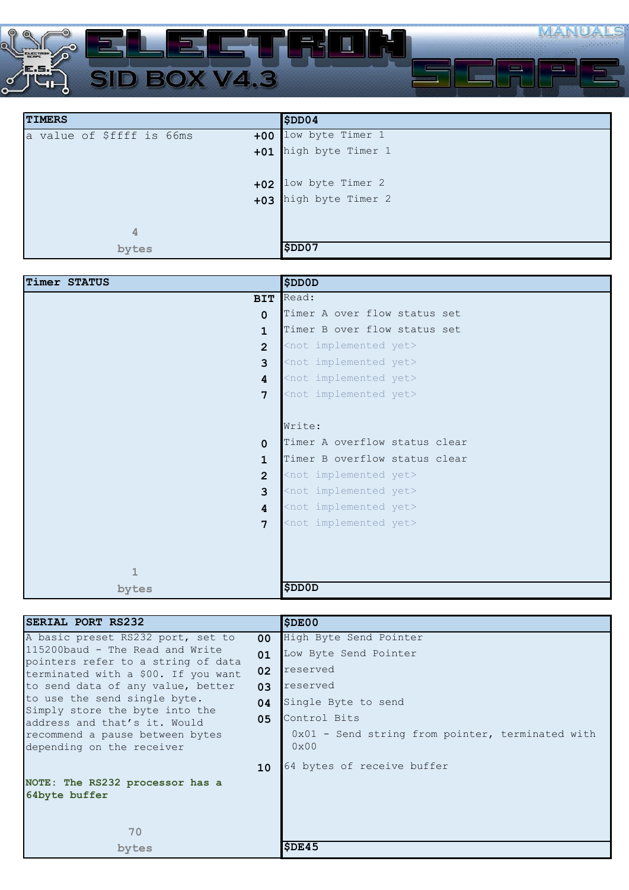| TIMERS | | $DD04 |
|---|---|---|
| a value of $ffff is 66ms | +00 | low byte Timer 1 |
| | +01 | high byte Timer 1 |
| | +02 | low byte Timer 2 |
| | +03 | high byte Timer 2 |
| 4 bytes | | $DD07 |

| Timer STATUS | | $DD0D |
|---|---|---|
| | BIT | Read: |
| | 0 | Timer A over flow status set |
| | 1 | Timer B over flow status set |
| | 2 | <not implemented yet> |
| | 3 | <not implemented yet> |
| | 4 | <not implemented yet> |
| | 7 | <not implemented yet> |
| | | Write: |
| | 0 | Timer A overflow status clear |
| | 1 | Timer B overflow status clear |
| | 2 | <not implemented yet> |
| | 3 | <not implemented yet> |
| | 4 | <not implemented yet> |
| | 7 | <not implemented yet> |
| 1 bytes | | $DD0D |

| SERIAL PORT RS232 | | $DE00 |
|---|---|---|
| A basic preset RS232 port, set to 115200baud - The Read and Write pointers refer to a string of data terminated with a $00. If you want to send data of any value, better to use the send single byte. Simply store the byte into the address and that's it. Would recommend a pause between bytes depending on the receiver | 00 | High Byte Send Pointer |
| | 01 | Low Byte Send Pointer |
| | 02 | reserved |
| | 03 | reserved |
| | 04 | Single Byte to send |
| | 05 | Control Bits<br>0x01 - Send string from pointer, terminated with 0x00 |
| **NOTE: The RS232 processor has a 64byte buffer** | 10 | 64 bytes of receive buffer |
| 70 bytes | | $DE45 |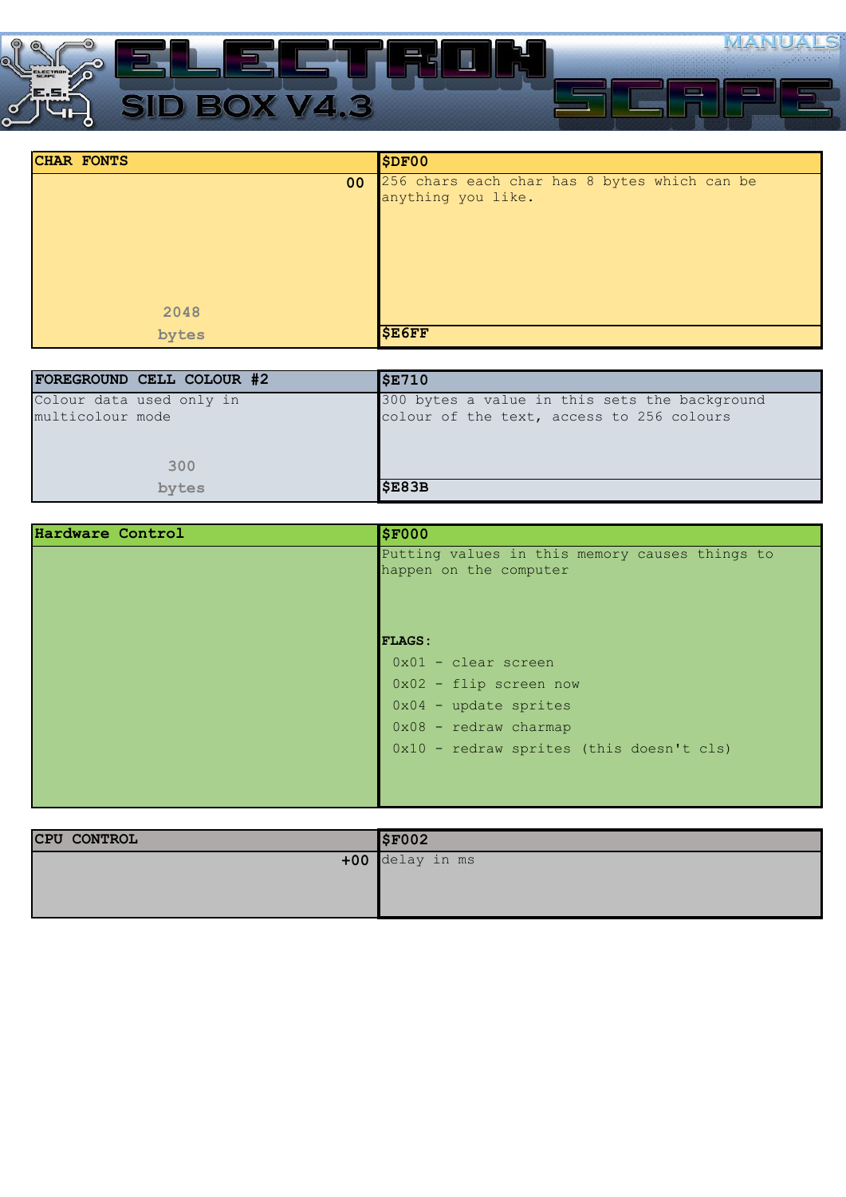| CHAR FONTS | $DF00 |
|---|---|
| 00 | 256 chars each char has 8 bytes which can be anything you like. |
| 2048 bytes | $E6FF |

| FOREGROUND CELL COLOUR #2 | $E710 |
|---|---|
| Colour data used only in multicolour mode | 300 bytes a value in this sets the background colour of the text, access to 256 colours |
| 300 bytes | $E83B |

| Hardware Control | $F000 |
|---|---|
| | Putting values in this memory causes things to happen on the computer<br><br>**FLAGS:**<br>0x01 - clear screen<br>0x02 - flip screen now<br>0x04 - update sprites<br>0x08 - redraw charmap<br>0x10 - redraw sprites (this doesn't cls) |

| CPU CONTROL | $F002 |
|---|---|
| +00 | delay in ms |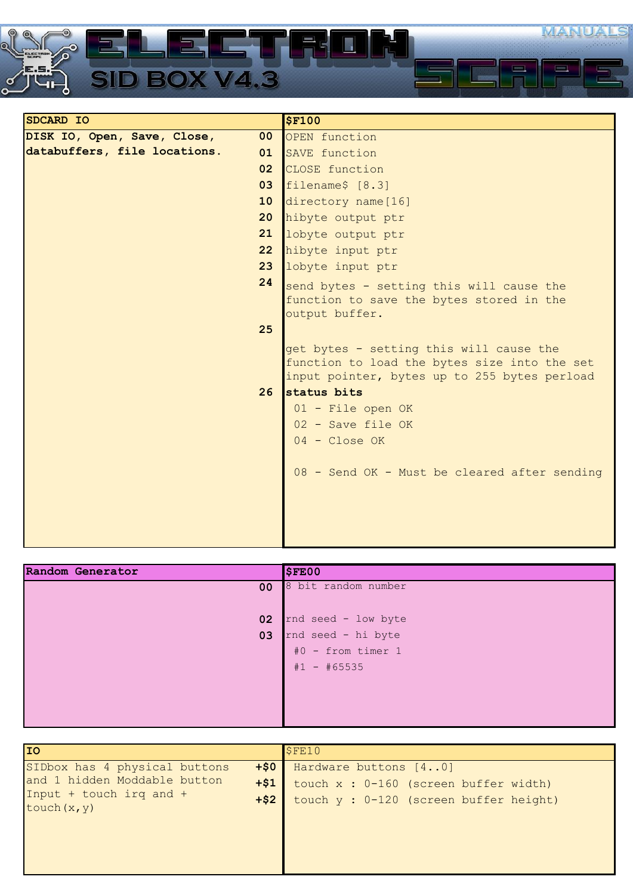| SDCARD IO | | $F100 |
|---|---|---|
| **DISK IO, Open, Save, Close, databuffers, file locations.** | **00** | OPEN function |
| | **01** | SAVE function |
| | **02** | CLOSE function |
| | **03** | filename$ [8.3] |
| | **10** | directory name[16] |
| | **20** | hibyte output ptr |
| | **21** | lobyte output ptr |
| | **22** | hibyte input ptr |
| | **23** | lobyte input ptr |
| | **24** | send bytes - setting this will cause the function to save the bytes stored in the output buffer. |
| | **25** | get bytes - setting this will cause the function to load the bytes size into the set input pointer, bytes up to 255 bytes perload |
| | **26** | **status bits**<br>01 - File open OK<br>02 - Save file OK<br>04 - Close OK<br><br>08 - Send OK - Must be cleared after sending |

| Random Generator | | $FE00 |
|---|---|---|
| | **00** | 8 bit random number |
| | **02** | rnd seed - low byte |
| | **03** | rnd seed - hi byte<br>#0 - from timer 1<br>#1 - #65535 |

| IO | | $FE10 |
|---|---|---|
| SIDbox has 4 physical buttons and 1 hidden Moddable button Input + touch irq and + touch(x,y) | **+$0** | Hardware buttons [4..0] |
| | **+$1** | touch x : 0-160 (screen buffer width) |
| | **+$2** | touch y : 0-120 (screen buffer height) |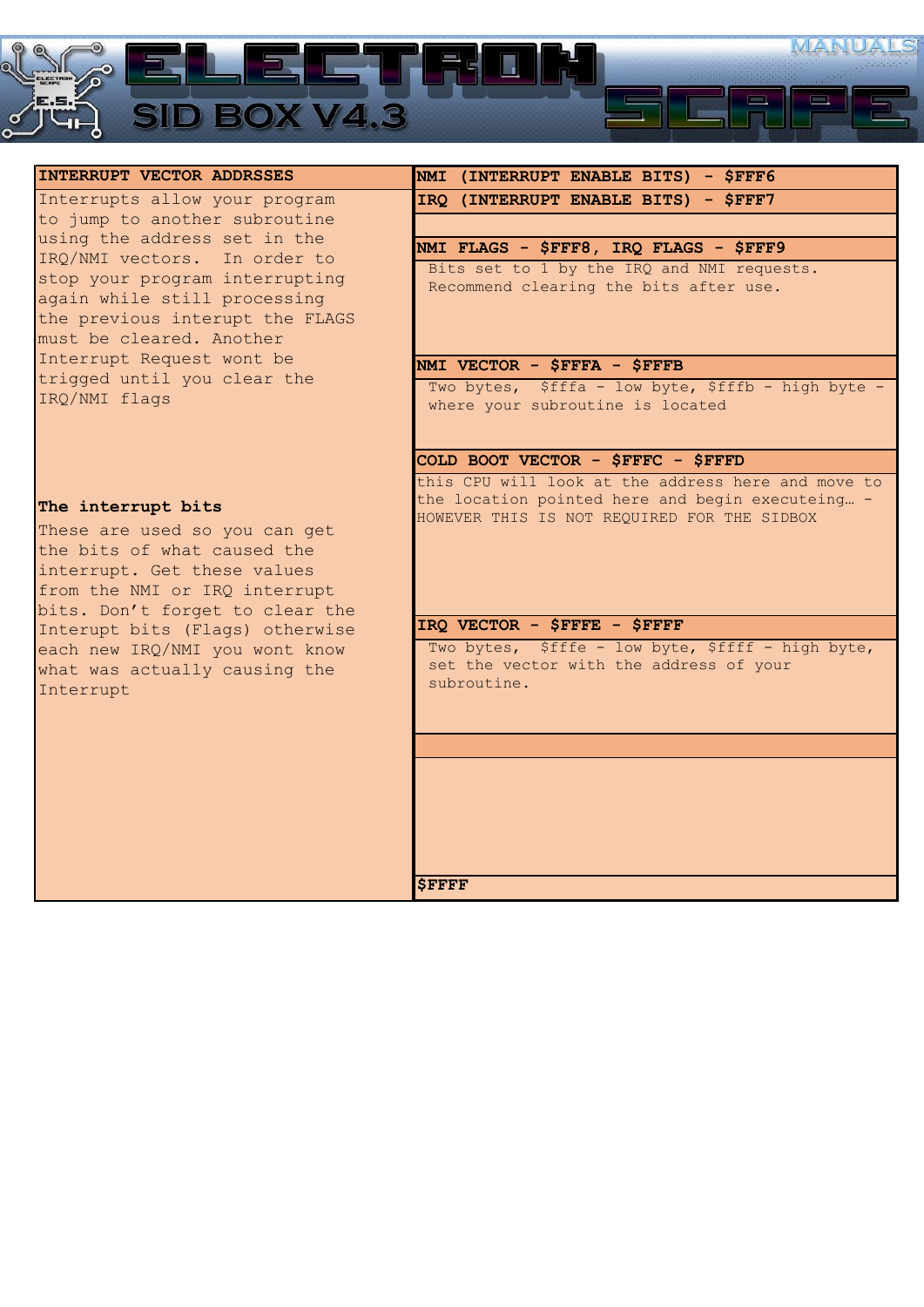| INTERRUPT VECTOR ADDRSSES | NMI (INTERRUPT ENABLE BITS) - $FFF6 |
|---|---|
| Interrupts allow your program to jump to another subroutine using the address set in the IRQ/NMI vectors. In order to stop your program interrupting again while still processing the previous interupt the FLAGS must be cleared. Another Interrupt Request wont be trigged until you clear the IRQ/NMI flags<br><br>**The interrupt bits**<br>These are used so you can get the bits of what caused the interrupt. Get these values from the NMI or IRQ interrupt bits. Don't forget to clear the Interupt bits (Flags) otherwise each new IRQ/NMI you wont know what was actually causing the Interrupt | **IRQ (INTERRUPT ENABLE BITS) - $FFF7**<br><br>**NMI FLAGS - $FFF8, IRQ FLAGS - $FFF9**<br>Bits set to 1 by the IRQ and NMI requests. Recommend clearing the bits after use.<br><br>**NMI VECTOR - $FFFA - $FFFB**<br>Two bytes, $fffa - low byte, $fffb - high byte - where your subroutine is located<br><br>**COLD BOOT VECTOR - $FFFC - $FFFD**<br>this CPU will look at the address here and move to the location pointed here and begin executeing… - HOWEVER THIS IS NOT REQUIRED FOR THE SIDBOX<br><br>**IRQ VECTOR - $FFFE - $FFFF**<br>Two bytes, $fffe - low byte, $ffff - high byte, set the vector with the address of your subroutine.<br><br>**$FFFF** |